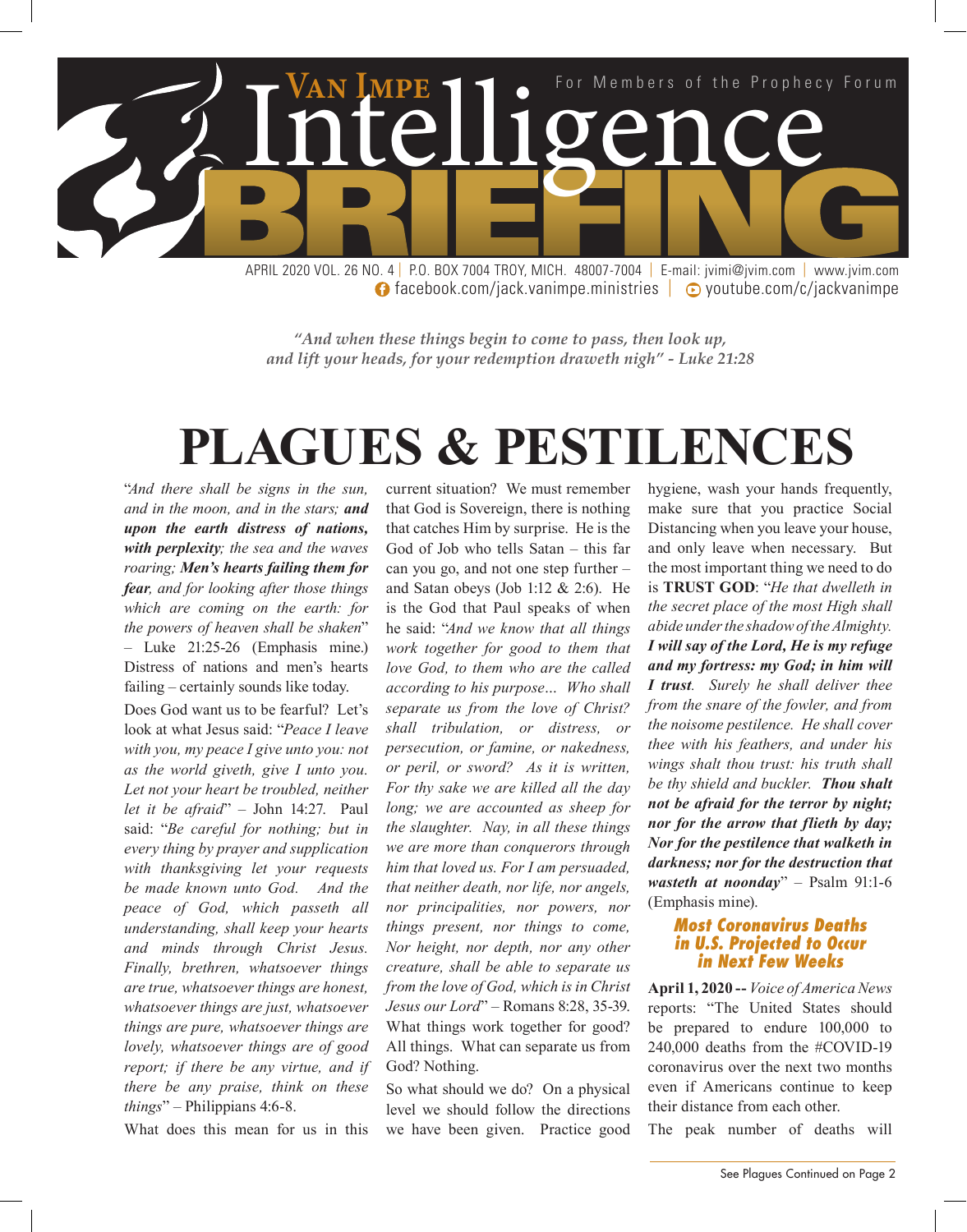# Van Impe Intelligence BRIEFING

For Members of the Prophecy Forum

APRIL 2020 VOL. 26 NO. 4 | P.O. BOX 7004 TROY, MICH. 48007-7004 | E-mail: jvimi@jvim.com | www.jvim.com
facebook.com/jack.vanimpe.ministries | youtube.com/c/jackvanimpe

*"And when these things begin to come to pass, then look up, and lift your heads, for your redemption draweth nigh" - Luke 21:28*

# PLAGUES & PESTILENCES

"*And there shall be signs in the sun, and in the moon, and in the stars; **and upon the earth distress of nations, with perplexity**; the sea and the waves roaring; **Men's hearts failing them for fear**, and for looking after those things which are coming on the earth: for the powers of heaven shall be shaken*" – Luke 21:25-26 (Emphasis mine.) Distress of nations and men's hearts failing – certainly sounds like today.

Does God want us to be fearful? Let's look at what Jesus said: "*Peace I leave with you, my peace I give unto you: not as the world giveth, give I unto you. Let not your heart be troubled, neither let it be afraid*" – John 14:27. Paul said: "*Be careful for nothing; but in every thing by prayer and supplication with thanksgiving let your requests be made known unto God. And the peace of God, which passeth all understanding, shall keep your hearts and minds through Christ Jesus. Finally, brethren, whatsoever things are true, whatsoever things are honest, whatsoever things are just, whatsoever things are pure, whatsoever things are lovely, whatsoever things are of good report; if there be any virtue, and if there be any praise, think on these things*" – Philippians 4:6-8.

What does this mean for us in this current situation? We must remember that God is Sovereign, there is nothing that catches Him by surprise. He is the God of Job who tells Satan – this far can you go, and not one step further – and Satan obeys (Job 1:12 & 2:6). He is the God that Paul speaks of when he said: "*And we know that all things work together for good to them that love God, to them who are the called according to his purpose… Who shall separate us from the love of Christ? shall tribulation, or distress, or persecution, or famine, or nakedness, or peril, or sword? As it is written, For thy sake we are killed all the day long; we are accounted as sheep for the slaughter. Nay, in all these things we are more than conquerors through him that loved us. For I am persuaded, that neither death, nor life, nor angels, nor principalities, nor powers, nor things present, nor things to come, Nor height, nor depth, nor any other creature, shall be able to separate us from the love of God, which is in Christ Jesus our Lord*" – Romans 8:28, 35-39. What things work together for good? All things. What can separate us from God? Nothing.

So what should we do? On a physical level we should follow the directions we have been given. Practice good hygiene, wash your hands frequently, make sure that you practice Social Distancing when you leave your house, and only leave when necessary. But the most important thing we need to do is **TRUST GOD**: "*He that dwelleth in the secret place of the most High shall abide under the shadow of the Almighty. **I will say of the Lord, He is my refuge and my fortress: my God; in him will I trust**. Surely he shall deliver thee from the snare of the fowler, and from the noisome pestilence. He shall cover thee with his feathers, and under his wings shalt thou trust: his truth shall be thy shield and buckler. **Thou shalt not be afraid for the terror by night; nor for the arrow that flieth by day; Nor for the pestilence that walketh in darkness; nor for the destruction that wasteth at noonday***" – Psalm 91:1-6 (Emphasis mine).

## Most Coronavirus Deaths in U.S. Projected to Occur in Next Few Weeks

**April 1, 2020 --** *Voice of America News* reports: "The United States should be prepared to endure 100,000 to 240,000 deaths from the #COVID-19 coronavirus over the next two months even if Americans continue to keep their distance from each other.

The peak number of deaths will

See Plagues Continued on Page 2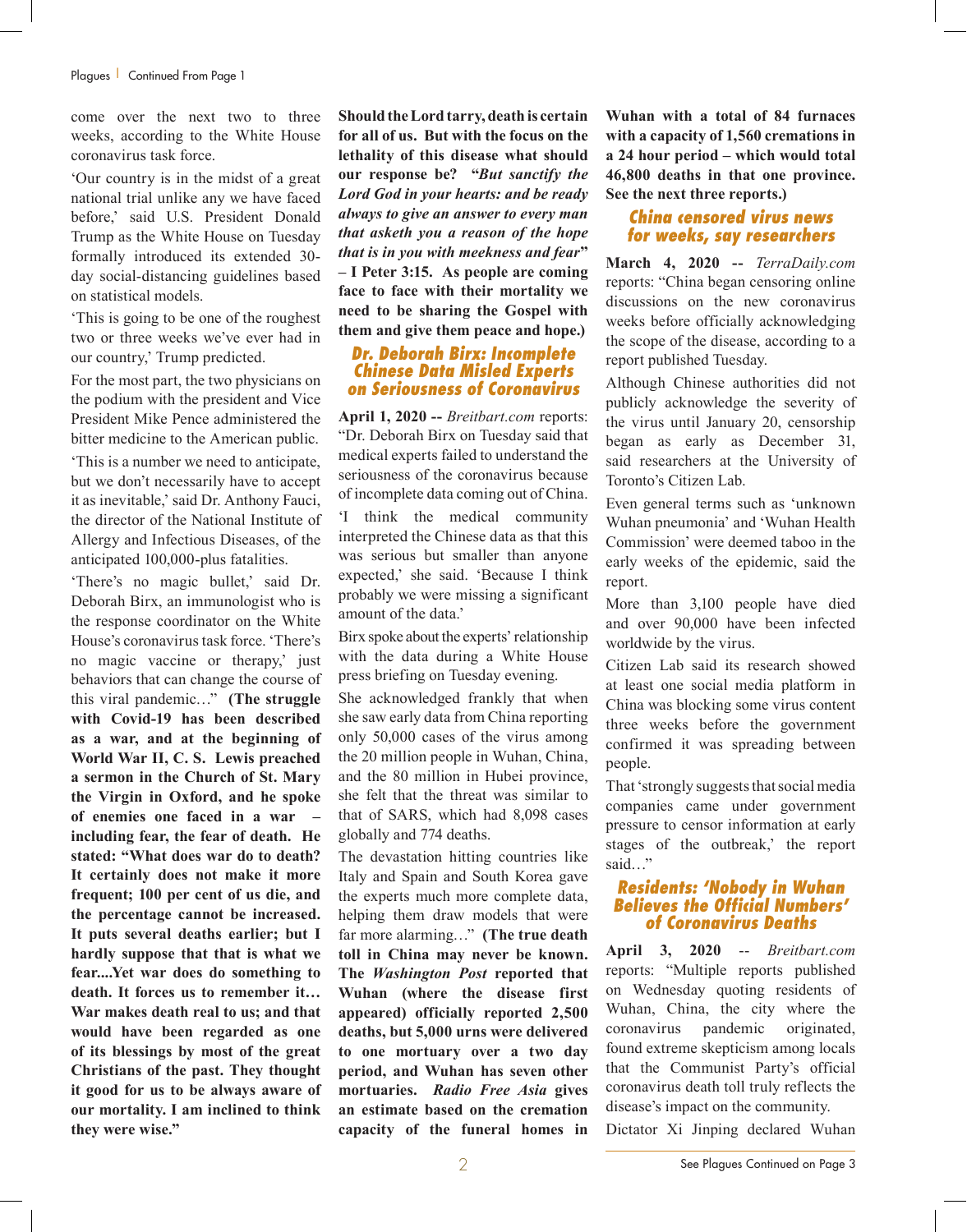come over the next two to three weeks, according to the White House coronavirus task force.

'Our country is in the midst of a great national trial unlike any we have faced before,' said U.S. President Donald Trump as the White House on Tuesday formally introduced its extended 30-day social-distancing guidelines based on statistical models.

'This is going to be one of the roughest two or three weeks we've ever had in our country,' Trump predicted.

For the most part, the two physicians on the podium with the president and Vice President Mike Pence administered the bitter medicine to the American public.

'This is a number we need to anticipate, but we don't necessarily have to accept it as inevitable,' said Dr. Anthony Fauci, the director of the National Institute of Allergy and Infectious Diseases, of the anticipated 100,000-plus fatalities.

'There's no magic bullet,' said Dr. Deborah Birx, an immunologist who is the response coordinator on the White House's coronavirus task force. 'There's no magic vaccine or therapy,' just behaviors that can change the course of this viral pandemic…" **(The struggle with Covid-19 has been described as a war, and at the beginning of World War II, C. S. Lewis preached a sermon in the Church of St. Mary the Virgin in Oxford, and he spoke of enemies one faced in a war – including fear, the fear of death. He stated: "What does war do to death? It certainly does not make it more frequent; 100 per cent of us die, and the percentage cannot be increased. It puts several deaths earlier; but I hardly suppose that that is what we fear....Yet war does do something to death. It forces us to remember it… War makes death real to us; and that would have been regarded as one of its blessings by most of the great Christians of the past. They thought it good for us to be always aware of our mortality. I am inclined to think they were wise."**

**Should the Lord tarry, death is certain for all of us. But with the focus on the lethality of this disease what should our response be? *"But sanctify the Lord God in your hearts: and be ready always to give an answer to every man that asketh you a reason of the hope that is in you with meekness and fear"* – I Peter 3:15. As people are coming face to face with their mortality we need to be sharing the Gospel with them and give them peace and hope.)**

## Dr. Deborah Birx: Incomplete Chinese Data Misled Experts on Seriousness of Coronavirus

**April 1, 2020 --** *Breitbart.com* reports: "Dr. Deborah Birx on Tuesday said that medical experts failed to understand the seriousness of the coronavirus because of incomplete data coming out of China.

'I think the medical community interpreted the Chinese data as that this was serious but smaller than anyone expected,' she said. 'Because I think probably we were missing a significant amount of the data.'

Birx spoke about the experts' relationship with the data during a White House press briefing on Tuesday evening.

She acknowledged frankly that when she saw early data from China reporting only 50,000 cases of the virus among the 20 million people in Wuhan, China, and the 80 million in Hubei province, she felt that the threat was similar to that of SARS, which had 8,098 cases globally and 774 deaths.

The devastation hitting countries like Italy and Spain and South Korea gave the experts much more complete data, helping them draw models that were far more alarming…" **(The true death toll in China may never be known. The *Washington Post* reported that Wuhan (where the disease first appeared) officially reported 2,500 deaths, but 5,000 urns were delivered to one mortuary over a two day period, and Wuhan has seven other mortuaries. *Radio Free Asia* gives an estimate based on the cremation capacity of the funeral homes in Wuhan with a total of 84 furnaces with a capacity of 1,560 cremations in a 24 hour period – which would total 46,800 deaths in that one province. See the next three reports.)**

## China censored virus news for weeks, say researchers

**March 4, 2020 --** *TerraDaily.com* reports: "China began censoring online discussions on the new coronavirus weeks before officially acknowledging the scope of the disease, according to a report published Tuesday.

Although Chinese authorities did not publicly acknowledge the severity of the virus until January 20, censorship began as early as December 31, said researchers at the University of Toronto's Citizen Lab.

Even general terms such as 'unknown Wuhan pneumonia' and 'Wuhan Health Commission' were deemed taboo in the early weeks of the epidemic, said the report.

More than 3,100 people have died and over 90,000 have been infected worldwide by the virus.

Citizen Lab said its research showed at least one social media platform in China was blocking some virus content three weeks before the government confirmed it was spreading between people.

That 'strongly suggests that social media companies came under government pressure to censor information at early stages of the outbreak,' the report said…"

## Residents: 'Nobody in Wuhan Believes the Official Numbers' of Coronavirus Deaths

**April 3, 2020** -- *Breitbart.com* reports: "Multiple reports published on Wednesday quoting residents of Wuhan, China, the city where the coronavirus pandemic originated, found extreme skepticism among locals that the Communist Party's official coronavirus death toll truly reflects the disease's impact on the community.

Dictator Xi Jinping declared Wuhan

See Plagues Continued on Page 3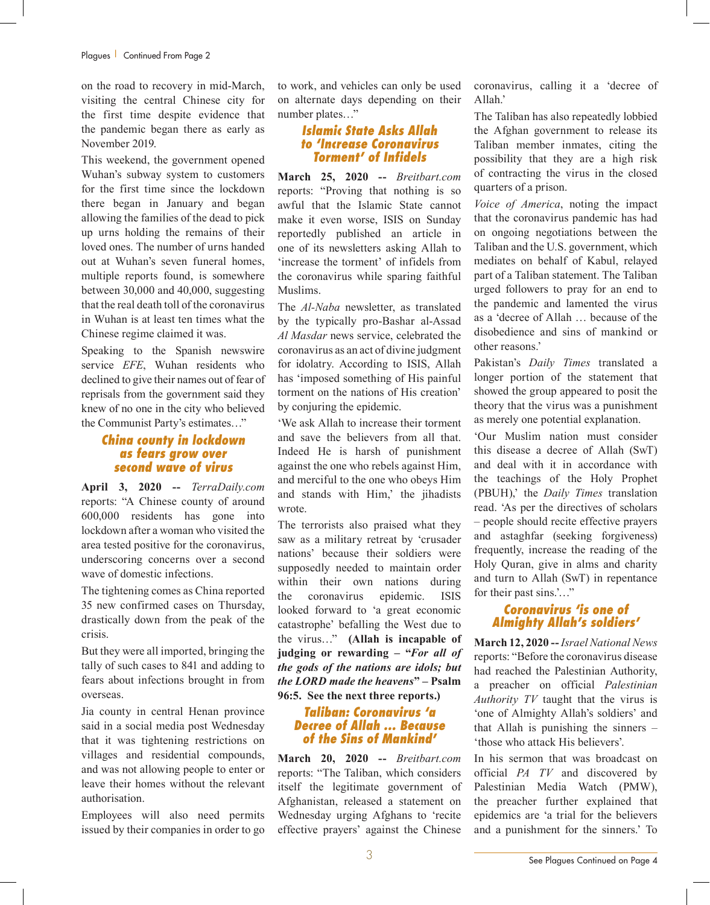on the road to recovery in mid-March, visiting the central Chinese city for the first time despite evidence that the pandemic began there as early as November 2019.

This weekend, the government opened Wuhan's subway system to customers for the first time since the lockdown there began in January and began allowing the families of the dead to pick up urns holding the remains of their loved ones. The number of urns handed out at Wuhan's seven funeral homes, multiple reports found, is somewhere between 30,000 and 40,000, suggesting that the real death toll of the coronavirus in Wuhan is at least ten times what the Chinese regime claimed it was.

Speaking to the Spanish newswire service *EFE*, Wuhan residents who declined to give their names out of fear of reprisals from the government said they knew of no one in the city who believed the Communist Party's estimates…"

### China county in lockdown as fears grow over second wave of virus

**April 3, 2020 --** *TerraDaily.com* reports: "A Chinese county of around 600,000 residents has gone into lockdown after a woman who visited the area tested positive for the coronavirus, underscoring concerns over a second wave of domestic infections.

The tightening comes as China reported 35 new confirmed cases on Thursday, drastically down from the peak of the crisis.

But they were all imported, bringing the tally of such cases to 841 and adding to fears about infections brought in from overseas.

Jia county in central Henan province said in a social media post Wednesday that it was tightening restrictions on villages and residential compounds, and was not allowing people to enter or leave their homes without the relevant authorisation.

Employees will also need permits issued by their companies in order to go to work, and vehicles can only be used on alternate days depending on their number plates…"

### Islamic State Asks Allah to 'Increase Coronavirus Torment' of Infidels

**March 25, 2020 --** *Breitbart.com* reports: "Proving that nothing is so awful that the Islamic State cannot make it even worse, ISIS on Sunday reportedly published an article in one of its newsletters asking Allah to 'increase the torment' of infidels from the coronavirus while sparing faithful Muslims.

The *Al-Naba* newsletter, as translated by the typically pro-Bashar al-Assad *Al Masdar* news service, celebrated the coronavirus as an act of divine judgment for idolatry. According to ISIS, Allah has 'imposed something of His painful torment on the nations of His creation' by conjuring the epidemic.

'We ask Allah to increase their torment and save the believers from all that. Indeed He is harsh of punishment against the one who rebels against Him, and merciful to the one who obeys Him and stands with Him,' the jihadists wrote.

The terrorists also praised what they saw as a military retreat by 'crusader nations' because their soldiers were supposedly needed to maintain order within their own nations during the coronavirus epidemic. ISIS looked forward to 'a great economic catastrophe' befalling the West due to the virus…" **(Allah is incapable of judging or rewarding – "*For all of the gods of the nations are idols; but the LORD made the heavens*" – Psalm 96:5. See the next three reports.)**

### Taliban: Coronavirus 'a Decree of Allah … Because of the Sins of Mankind'

**March 20, 2020 --** *Breitbart.com* reports: "The Taliban, which considers itself the legitimate government of Afghanistan, released a statement on Wednesday urging Afghans to 'recite effective prayers' against the Chinese coronavirus, calling it a 'decree of Allah.'

The Taliban has also repeatedly lobbied the Afghan government to release its Taliban member inmates, citing the possibility that they are a high risk of contracting the virus in the closed quarters of a prison.

*Voice of America*, noting the impact that the coronavirus pandemic has had on ongoing negotiations between the Taliban and the U.S. government, which mediates on behalf of Kabul, relayed part of a Taliban statement. The Taliban urged followers to pray for an end to the pandemic and lamented the virus as a 'decree of Allah … because of the disobedience and sins of mankind or other reasons.'

Pakistan's *Daily Times* translated a longer portion of the statement that showed the group appeared to posit the theory that the virus was a punishment as merely one potential explanation.

'Our Muslim nation must consider this disease a decree of Allah (SwT) and deal with it in accordance with the teachings of the Holy Prophet (PBUH),' the *Daily Times* translation read. 'As per the directives of scholars – people should recite effective prayers and astaghfar (seeking forgiveness) frequently, increase the reading of the Holy Quran, give in alms and charity and turn to Allah (SwT) in repentance for their past sins.'…"

### Coronavirus 'is one of Almighty Allah's soldiers'

**March 12, 2020 --** *Israel National News* reports: "Before the coronavirus disease had reached the Palestinian Authority, a preacher on official *Palestinian Authority TV* taught that the virus is 'one of Almighty Allah's soldiers' and that Allah is punishing the sinners – 'those who attack His believers'.

In his sermon that was broadcast on official *PA TV* and discovered by Palestinian Media Watch (PMW), the preacher further explained that epidemics are 'a trial for the believers and a punishment for the sinners.' To

See Plagues Continued on Page 4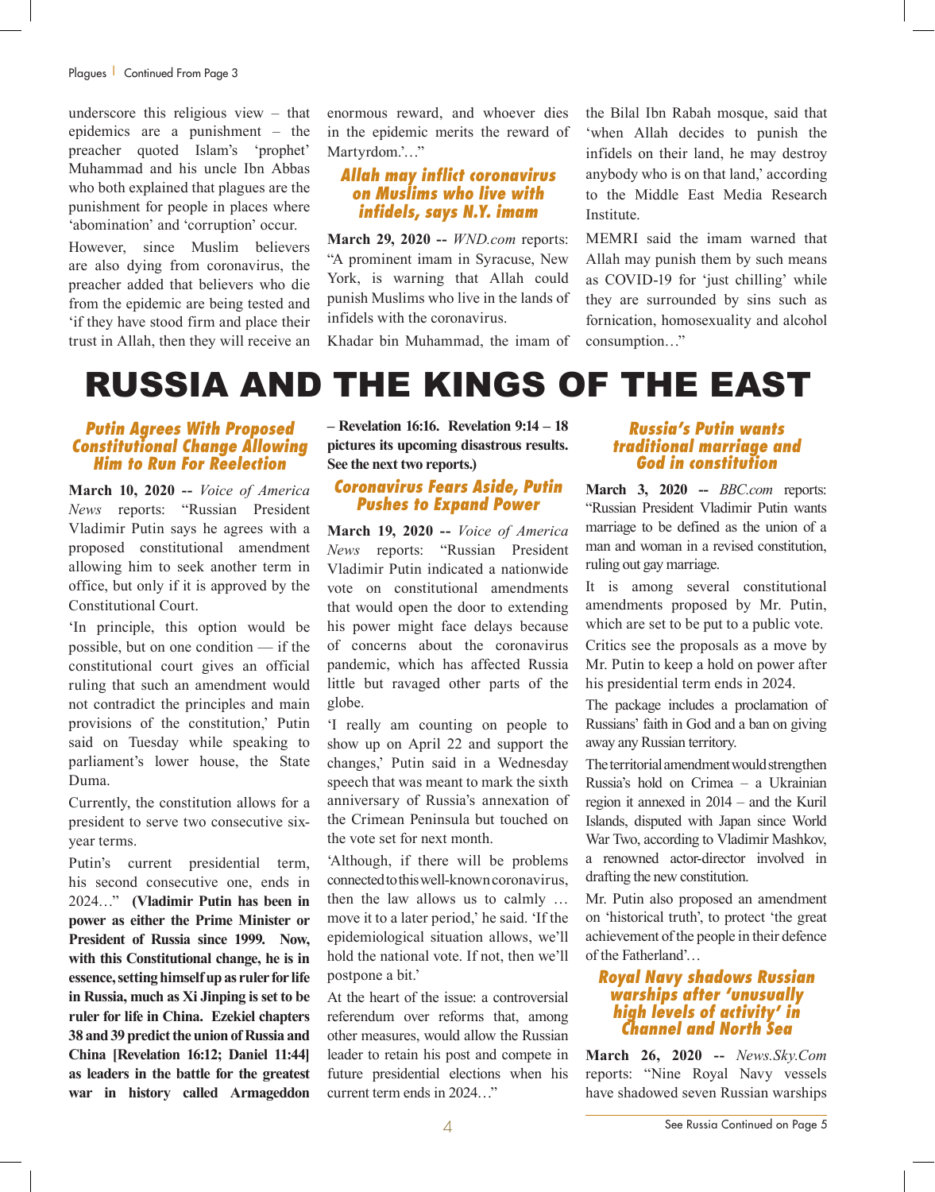Plagues | Continued From Page 3

underscore this religious view – that epidemics are a punishment – the preacher quoted Islam's 'prophet' Muhammad and his uncle Ibn Abbas who both explained that plagues are the punishment for people in places where 'abomination' and 'corruption' occur.

However, since Muslim believers are also dying from coronavirus, the preacher added that believers who die from the epidemic are being tested and 'if they have stood firm and place their trust in Allah, then they will receive an enormous reward, and whoever dies in the epidemic merits the reward of Martyrdom.'…"

### Allah may inflict coronavirus on Muslims who live with infidels, says N.Y. imam

**March 29, 2020 --** *WND.com* reports: "A prominent imam in Syracuse, New York, is warning that Allah could punish Muslims who live in the lands of infidels with the coronavirus.

Khadar bin Muhammad, the imam of the Bilal Ibn Rabah mosque, said that 'when Allah decides to punish the infidels on their land, he may destroy anybody who is on that land,' according to the Middle East Media Research Institute.

MEMRI said the imam warned that Allah may punish them by such means as COVID-19 for 'just chilling' while they are surrounded by sins such as fornication, homosexuality and alcohol consumption…"

# RUSSIA AND THE KINGS OF THE EAST

### Putin Agrees With Proposed Constitutional Change Allowing Him to Run For Reelection

**March 10, 2020 --** *Voice of America News* reports: "Russian President Vladimir Putin says he agrees with a proposed constitutional amendment allowing him to seek another term in office, but only if it is approved by the Constitutional Court.

'In principle, this option would be possible, but on one condition — if the constitutional court gives an official ruling that such an amendment would not contradict the principles and main provisions of the constitution,' Putin said on Tuesday while speaking to parliament's lower house, the State Duma.

Currently, the constitution allows for a president to serve two consecutive six-year terms.

Putin's current presidential term, his second consecutive one, ends in 2024…" **(Vladimir Putin has been in power as either the Prime Minister or President of Russia since 1999. Now, with this Constitutional change, he is in essence, setting himself up as ruler for life in Russia, much as Xi Jinping is set to be ruler for life in China. Ezekiel chapters 38 and 39 predict the union of Russia and China [Revelation 16:12; Daniel 11:44] as leaders in the battle for the greatest war in history called Armageddon – Revelation 16:16. Revelation 9:14 – 18 pictures its upcoming disastrous results. See the next two reports.)**

### Coronavirus Fears Aside, Putin Pushes to Expand Power

**March 19, 2020 --** *Voice of America News* reports: "Russian President Vladimir Putin indicated a nationwide vote on constitutional amendments that would open the door to extending his power might face delays because of concerns about the coronavirus pandemic, which has affected Russia little but ravaged other parts of the globe.

'I really am counting on people to show up on April 22 and support the changes,' Putin said in a Wednesday speech that was meant to mark the sixth anniversary of Russia's annexation of the Crimean Peninsula but touched on the vote set for next month.

'Although, if there will be problems connected to this well-known coronavirus, then the law allows us to calmly … move it to a later period,' he said. 'If the epidemiological situation allows, we'll hold the national vote. If not, then we'll postpone a bit.'

At the heart of the issue: a controversial referendum over reforms that, among other measures, would allow the Russian leader to retain his post and compete in future presidential elections when his current term ends in 2024…"

### Russia's Putin wants traditional marriage and God in constitution

**March 3, 2020 --** *BBC.com* reports: "Russian President Vladimir Putin wants marriage to be defined as the union of a man and woman in a revised constitution, ruling out gay marriage.

It is among several constitutional amendments proposed by Mr. Putin, which are set to be put to a public vote.

Critics see the proposals as a move by Mr. Putin to keep a hold on power after his presidential term ends in 2024.

The package includes a proclamation of Russians' faith in God and a ban on giving away any Russian territory.

The territorial amendment would strengthen Russia's hold on Crimea – a Ukrainian region it annexed in 2014 – and the Kuril Islands, disputed with Japan since World War Two, according to Vladimir Mashkov, a renowned actor-director involved in drafting the new constitution.

Mr. Putin also proposed an amendment on 'historical truth', to protect 'the great achievement of the people in their defence of the Fatherland'…

### Royal Navy shadows Russian warships after 'unusually high levels of activity' in Channel and North Sea

**March 26, 2020 --** *News.Sky.Com* reports: "Nine Royal Navy vessels have shadowed seven Russian warships

See Russia Continued on Page 5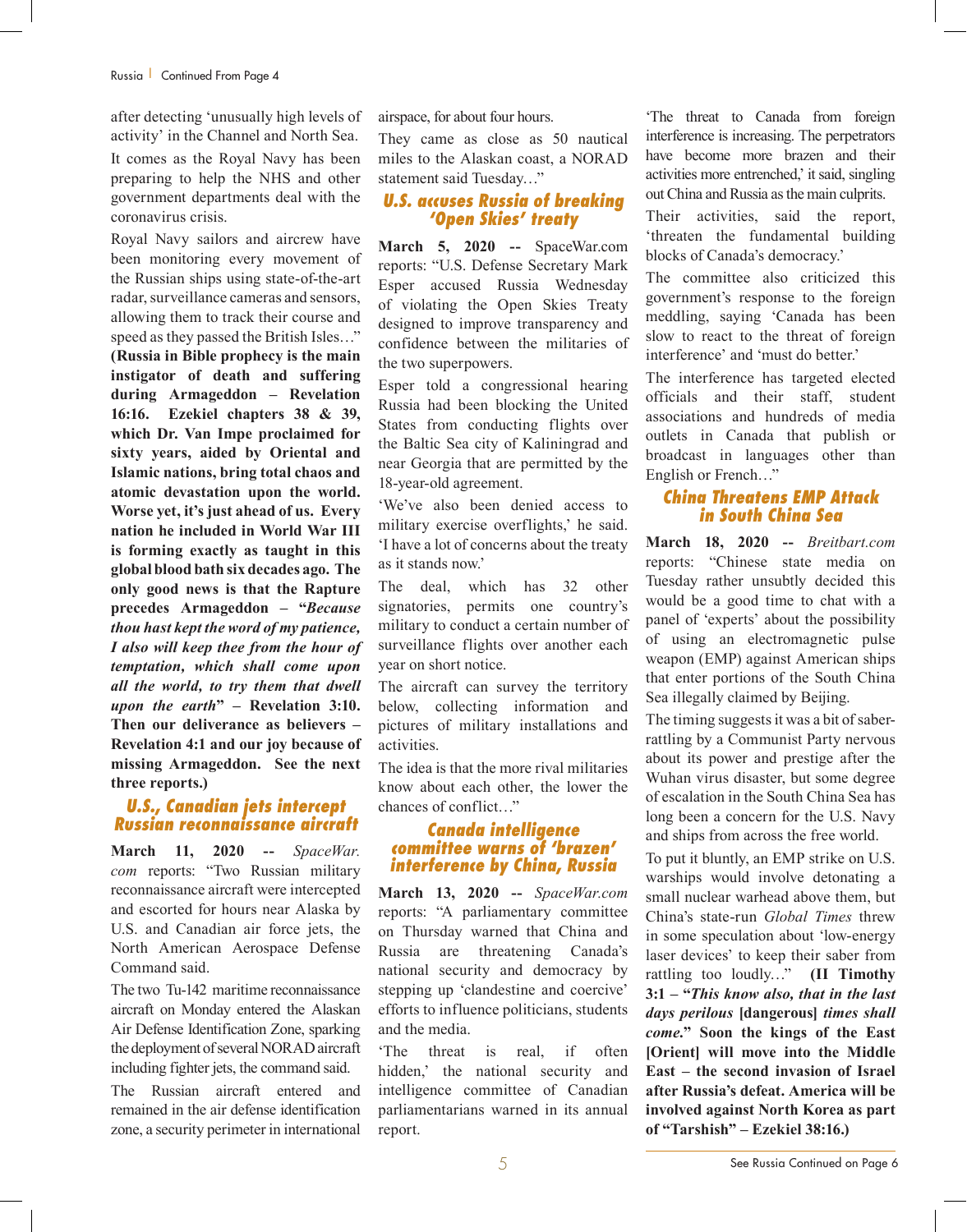after detecting 'unusually high levels of activity' in the Channel and North Sea.

It comes as the Royal Navy has been preparing to help the NHS and other government departments deal with the coronavirus crisis.

Royal Navy sailors and aircrew have been monitoring every movement of the Russian ships using state-of-the-art radar, surveillance cameras and sensors, allowing them to track their course and speed as they passed the British Isles…" **(Russia in Bible prophecy is the main instigator of death and suffering during Armageddon – Revelation 16:16. Ezekiel chapters 38 & 39, which Dr. Van Impe proclaimed for sixty years, aided by Oriental and Islamic nations, bring total chaos and atomic devastation upon the world. Worse yet, it's just ahead of us. Every nation he included in World War III is forming exactly as taught in this global blood bath six decades ago. The only good news is that the Rapture precedes Armageddon – "*Because thou hast kept the word of my patience, I also will keep thee from the hour of temptation, which shall come upon all the world, to try them that dwell upon the earth*" – Revelation 3:10. Then our deliverance as believers – Revelation 4:1 and our joy because of missing Armageddon. See the next three reports.)**

## U.S., Canadian jets intercept Russian reconnaissance aircraft

**March 11, 2020 --** *SpaceWar.com* reports: "Two Russian military reconnaissance aircraft were intercepted and escorted for hours near Alaska by U.S. and Canadian air force jets, the North American Aerospace Defense Command said.

The two Tu-142 maritime reconnaissance aircraft on Monday entered the Alaskan Air Defense Identification Zone, sparking the deployment of several NORAD aircraft including fighter jets, the command said.

The Russian aircraft entered and remained in the air defense identification zone, a security perimeter in international airspace, for about four hours.

They came as close as 50 nautical miles to the Alaskan coast, a NORAD statement said Tuesday…"

## U.S. accuses Russia of breaking 'Open Skies' treaty

**March 5, 2020 --** SpaceWar.com reports: "U.S. Defense Secretary Mark Esper accused Russia Wednesday of violating the Open Skies Treaty designed to improve transparency and confidence between the militaries of the two superpowers.

Esper told a congressional hearing Russia had been blocking the United States from conducting flights over the Baltic Sea city of Kaliningrad and near Georgia that are permitted by the 18-year-old agreement.

'We've also been denied access to military exercise overflights,' he said. 'I have a lot of concerns about the treaty as it stands now.'

The deal, which has 32 other signatories, permits one country's military to conduct a certain number of surveillance flights over another each year on short notice.

The aircraft can survey the territory below, collecting information and pictures of military installations and activities.

The idea is that the more rival militaries know about each other, the lower the chances of conflict…"

## Canada intelligence committee warns of 'brazen' interference by China, Russia

**March 13, 2020 --** *SpaceWar.com* reports: "A parliamentary committee on Thursday warned that China and Russia are threatening Canada's national security and democracy by stepping up 'clandestine and coercive' efforts to influence politicians, students and the media.

'The threat is real, if often hidden,' the national security and intelligence committee of Canadian parliamentarians warned in its annual report.

'The threat to Canada from foreign interference is increasing. The perpetrators have become more brazen and their activities more entrenched,' it said, singling out China and Russia as the main culprits.

Their activities, said the report, 'threaten the fundamental building blocks of Canada's democracy.'

The committee also criticized this government's response to the foreign meddling, saying 'Canada has been slow to react to the threat of foreign interference' and 'must do better.'

The interference has targeted elected officials and their staff, student associations and hundreds of media outlets in Canada that publish or broadcast in languages other than English or French…"

## China Threatens EMP Attack in South China Sea

**March 18, 2020 --** *Breitbart.com* reports: "Chinese state media on Tuesday rather unsubtly decided this would be a good time to chat with a panel of 'experts' about the possibility of using an electromagnetic pulse weapon (EMP) against American ships that enter portions of the South China Sea illegally claimed by Beijing.

The timing suggests it was a bit of saber-rattling by a Communist Party nervous about its power and prestige after the Wuhan virus disaster, but some degree of escalation in the South China Sea has long been a concern for the U.S. Navy and ships from across the free world.

To put it bluntly, an EMP strike on U.S. warships would involve detonating a small nuclear warhead above them, but China's state-run *Global Times* threw in some speculation about 'low-energy laser devices' to keep their saber from rattling too loudly…" **(II Timothy 3:1 – "*This know also, that in the last days perilous* [dangerous] *times shall come.*" Soon the kings of the East [Orient] will move into the Middle East – the second invasion of Israel after Russia's defeat. America will be involved against North Korea as part of "Tarshish" – Ezekiel 38:16.)**

See Russia Continued on Page 6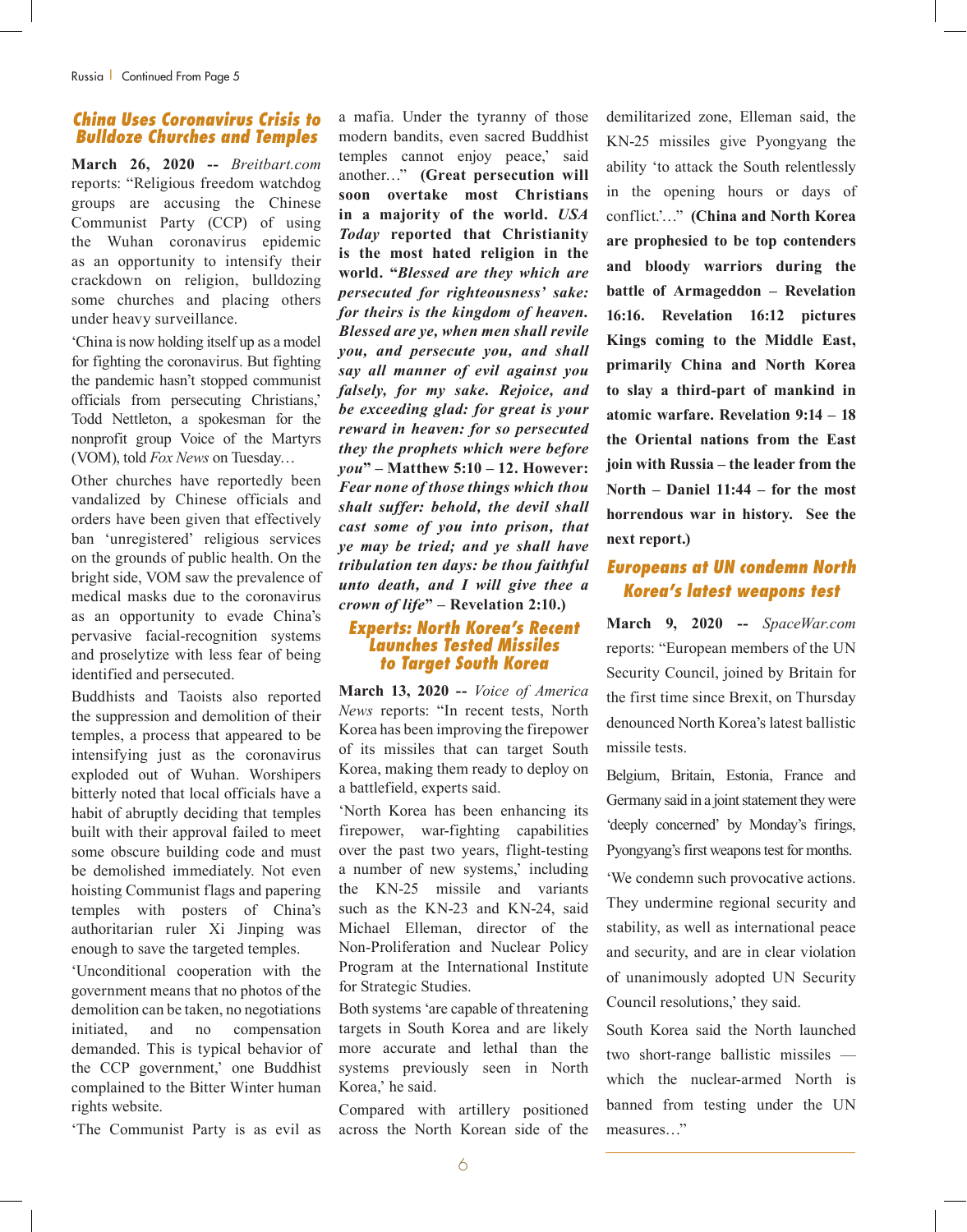## China Uses Coronavirus Crisis to Bulldoze Churches and Temples

**March 26, 2020 --** *Breitbart.com* reports: "Religious freedom watchdog groups are accusing the Chinese Communist Party (CCP) of using the Wuhan coronavirus epidemic as an opportunity to intensify their crackdown on religion, bulldozing some churches and placing others under heavy surveillance.

'China is now holding itself up as a model for fighting the coronavirus. But fighting the pandemic hasn't stopped communist officials from persecuting Christians,' Todd Nettleton, a spokesman for the nonprofit group Voice of the Martyrs (VOM), told *Fox News* on Tuesday…

Other churches have reportedly been vandalized by Chinese officials and orders have been given that effectively ban 'unregistered' religious services on the grounds of public health. On the bright side, VOM saw the prevalence of medical masks due to the coronavirus as an opportunity to evade China's pervasive facial-recognition systems and proselytize with less fear of being identified and persecuted.

Buddhists and Taoists also reported the suppression and demolition of their temples, a process that appeared to be intensifying just as the coronavirus exploded out of Wuhan. Worshipers bitterly noted that local officials have a habit of abruptly deciding that temples built with their approval failed to meet some obscure building code and must be demolished immediately. Not even hoisting Communist flags and papering temples with posters of China's authoritarian ruler Xi Jinping was enough to save the targeted temples.

'Unconditional cooperation with the government means that no photos of the demolition can be taken, no negotiations initiated, and no compensation demanded. This is typical behavior of the CCP government,' one Buddhist complained to the Bitter Winter human rights website.

'The Communist Party is as evil as a mafia. Under the tyranny of those modern bandits, even sacred Buddhist temples cannot enjoy peace,' said another…" **(Great persecution will soon overtake most Christians in a majority of the world. *USA Today* reported that Christianity is the most hated religion in the world. "*Blessed are they which are persecuted for righteousness' sake: for theirs is the kingdom of heaven. Blessed are ye, when men shall revile you, and persecute you, and shall say all manner of evil against you falsely, for my sake. Rejoice, and be exceeding glad: for great is your reward in heaven: for so persecuted they the prophets which were before you*" – Matthew 5:10 – 12. However: *Fear none of those things which thou shalt suffer: behold, the devil shall cast some of you into prison, that ye may be tried; and ye shall have tribulation ten days: be thou faithful unto death, and I will give thee a crown of life*" – Revelation 2:10.)**

## Experts: North Korea's Recent Launches Tested Missiles to Target South Korea

**March 13, 2020 --** *Voice of America News* reports: "In recent tests, North Korea has been improving the firepower of its missiles that can target South Korea, making them ready to deploy on a battlefield, experts said.

'North Korea has been enhancing its firepower, war-fighting capabilities over the past two years, flight-testing a number of new systems,' including the KN-25 missile and variants such as the KN-23 and KN-24, said Michael Elleman, director of the Non-Proliferation and Nuclear Policy Program at the International Institute for Strategic Studies.

Both systems 'are capable of threatening targets in South Korea and are likely more accurate and lethal than the systems previously seen in North Korea,' he said.

Compared with artillery positioned across the North Korean side of the demilitarized zone, Elleman said, the KN-25 missiles give Pyongyang the ability 'to attack the South relentlessly in the opening hours or days of conflict.'…" **(China and North Korea are prophesied to be top contenders and bloody warriors during the battle of Armageddon – Revelation 16:16. Revelation 16:12 pictures Kings coming to the Middle East, primarily China and North Korea to slay a third-part of mankind in atomic warfare. Revelation 9:14 – 18 the Oriental nations from the East join with Russia – the leader from the North – Daniel 11:44 – for the most horrendous war in history. See the next report.)**

## Europeans at UN condemn North Korea's latest weapons test

**March 9, 2020 --** *SpaceWar.com* reports: "European members of the UN Security Council, joined by Britain for the first time since Brexit, on Thursday denounced North Korea's latest ballistic missile tests.

Belgium, Britain, Estonia, France and Germany said in a joint statement they were 'deeply concerned' by Monday's firings, Pyongyang's first weapons test for months.

'We condemn such provocative actions. They undermine regional security and stability, as well as international peace and security, and are in clear violation of unanimously adopted UN Security Council resolutions,' they said.

South Korea said the North launched two short-range ballistic missiles — which the nuclear-armed North is banned from testing under the UN measures…"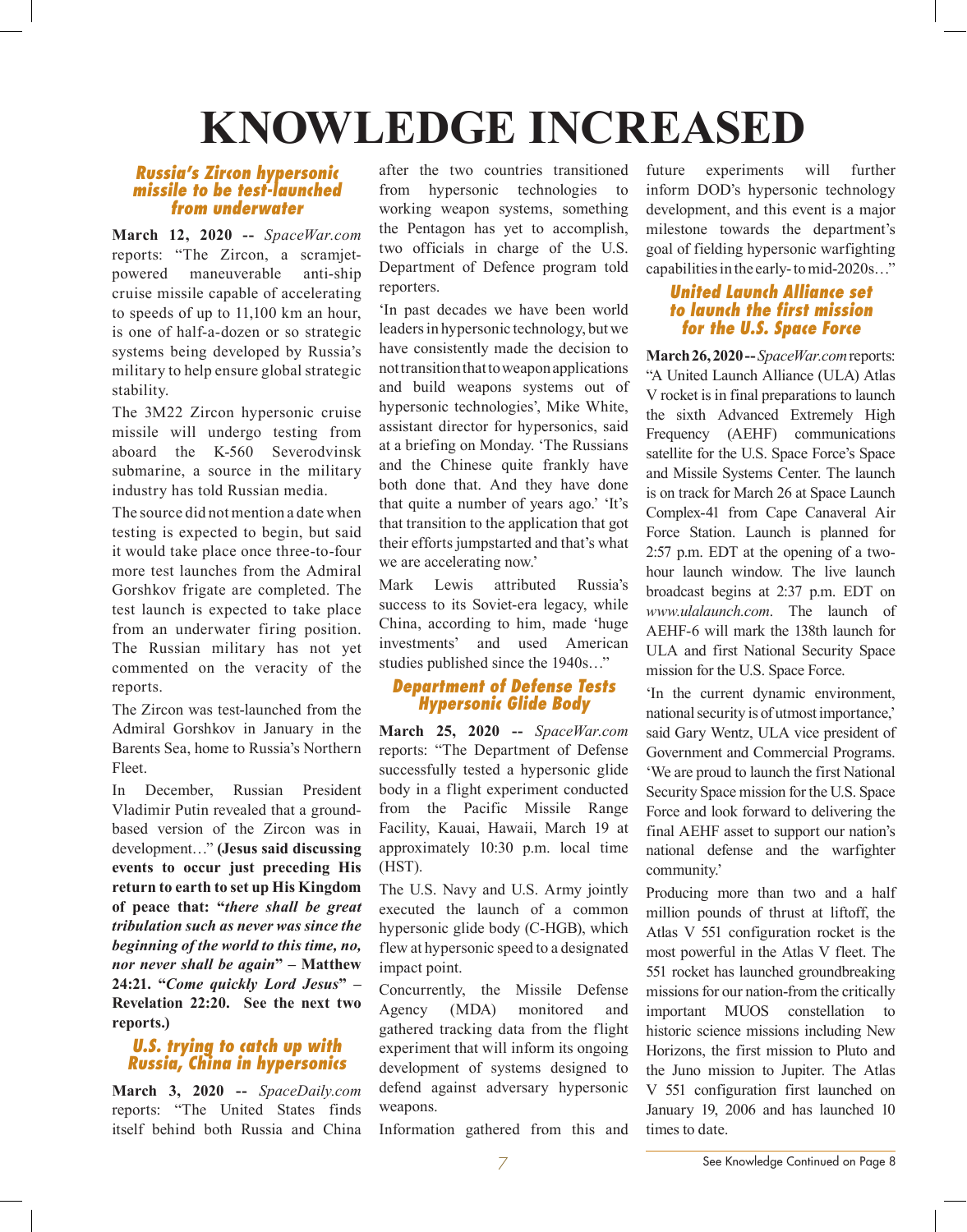# KNOWLEDGE INCREASED

### Russia's Zircon hypersonic missile to be test-launched from underwater

**March 12, 2020 --** *SpaceWar.com* reports: "The Zircon, a scramjet-powered maneuverable anti-ship cruise missile capable of accelerating to speeds of up to 11,100 km an hour, is one of half-a-dozen or so strategic systems being developed by Russia's military to help ensure global strategic stability.

The 3M22 Zircon hypersonic cruise missile will undergo testing from aboard the K-560 Severodvinsk submarine, a source in the military industry has told Russian media.

The source did not mention a date when testing is expected to begin, but said it would take place once three-to-four more test launches from the Admiral Gorshkov frigate are completed. The test launch is expected to take place from an underwater firing position. The Russian military has not yet commented on the veracity of the reports.

The Zircon was test-launched from the Admiral Gorshkov in January in the Barents Sea, home to Russia's Northern Fleet.

In December, Russian President Vladimir Putin revealed that a ground-based version of the Zircon was in development…" **(Jesus said discussing events to occur just preceding His return to earth to set up His Kingdom of peace that: "*there shall be great tribulation such as never was since the beginning of the world to this time, no, nor never shall be again*" – Matthew 24:21. "*Come quickly Lord Jesus*" – Revelation 22:20. See the next two reports.)**

### U.S. trying to catch up with Russia, China in hypersonics

**March 3, 2020 --** *SpaceDaily.com* reports: "The United States finds itself behind both Russia and China after the two countries transitioned from hypersonic technologies to working weapon systems, something the Pentagon has yet to accomplish, two officials in charge of the U.S. Department of Defence program told reporters.

'In past decades we have been world leaders in hypersonic technology, but we have consistently made the decision to not transition that to weapon applications and build weapons systems out of hypersonic technologies', Mike White, assistant director for hypersonics, said at a briefing on Monday. 'The Russians and the Chinese quite frankly have both done that. And they have done that quite a number of years ago.' 'It's that transition to the application that got their efforts jumpstarted and that's what we are accelerating now.'

Mark Lewis attributed Russia's success to its Soviet-era legacy, while China, according to him, made 'huge investments' and used American studies published since the 1940s…"

### Department of Defense Tests Hypersonic Glide Body

**March 25, 2020 --** *SpaceWar.com* reports: "The Department of Defense successfully tested a hypersonic glide body in a flight experiment conducted from the Pacific Missile Range Facility, Kauai, Hawaii, March 19 at approximately 10:30 p.m. local time (HST).

The U.S. Navy and U.S. Army jointly executed the launch of a common hypersonic glide body (C-HGB), which flew at hypersonic speed to a designated impact point.

Concurrently, the Missile Defense Agency (MDA) monitored and gathered tracking data from the flight experiment that will inform its ongoing development of systems designed to defend against adversary hypersonic weapons.

Information gathered from this and future experiments will further inform DOD's hypersonic technology development, and this event is a major milestone towards the department's goal of fielding hypersonic warfighting capabilities in the early- to mid-2020s…"

### United Launch Alliance set to launch the first mission for the U.S. Space Force

**March 26, 2020 --** *SpaceWar.com* reports: "A United Launch Alliance (ULA) Atlas V rocket is in final preparations to launch the sixth Advanced Extremely High Frequency (AEHF) communications satellite for the U.S. Space Force's Space and Missile Systems Center. The launch is on track for March 26 at Space Launch Complex-41 from Cape Canaveral Air Force Station. Launch is planned for 2:57 p.m. EDT at the opening of a two-hour launch window. The live launch broadcast begins at 2:37 p.m. EDT on *www.ulalaunch.com*. The launch of AEHF-6 will mark the 138th launch for ULA and first National Security Space mission for the U.S. Space Force.

'In the current dynamic environment, national security is of utmost importance,' said Gary Wentz, ULA vice president of Government and Commercial Programs. 'We are proud to launch the first National Security Space mission for the U.S. Space Force and look forward to delivering the final AEHF asset to support our nation's national defense and the warfighter community.'

Producing more than two and a half million pounds of thrust at liftoff, the Atlas V 551 configuration rocket is the most powerful in the Atlas V fleet. The 551 rocket has launched groundbreaking missions for our nation-from the critically important MUOS constellation to historic science missions including New Horizons, the first mission to Pluto and the Juno mission to Jupiter. The Atlas V 551 configuration first launched on January 19, 2006 and has launched 10 times to date.

See Knowledge Continued on Page 8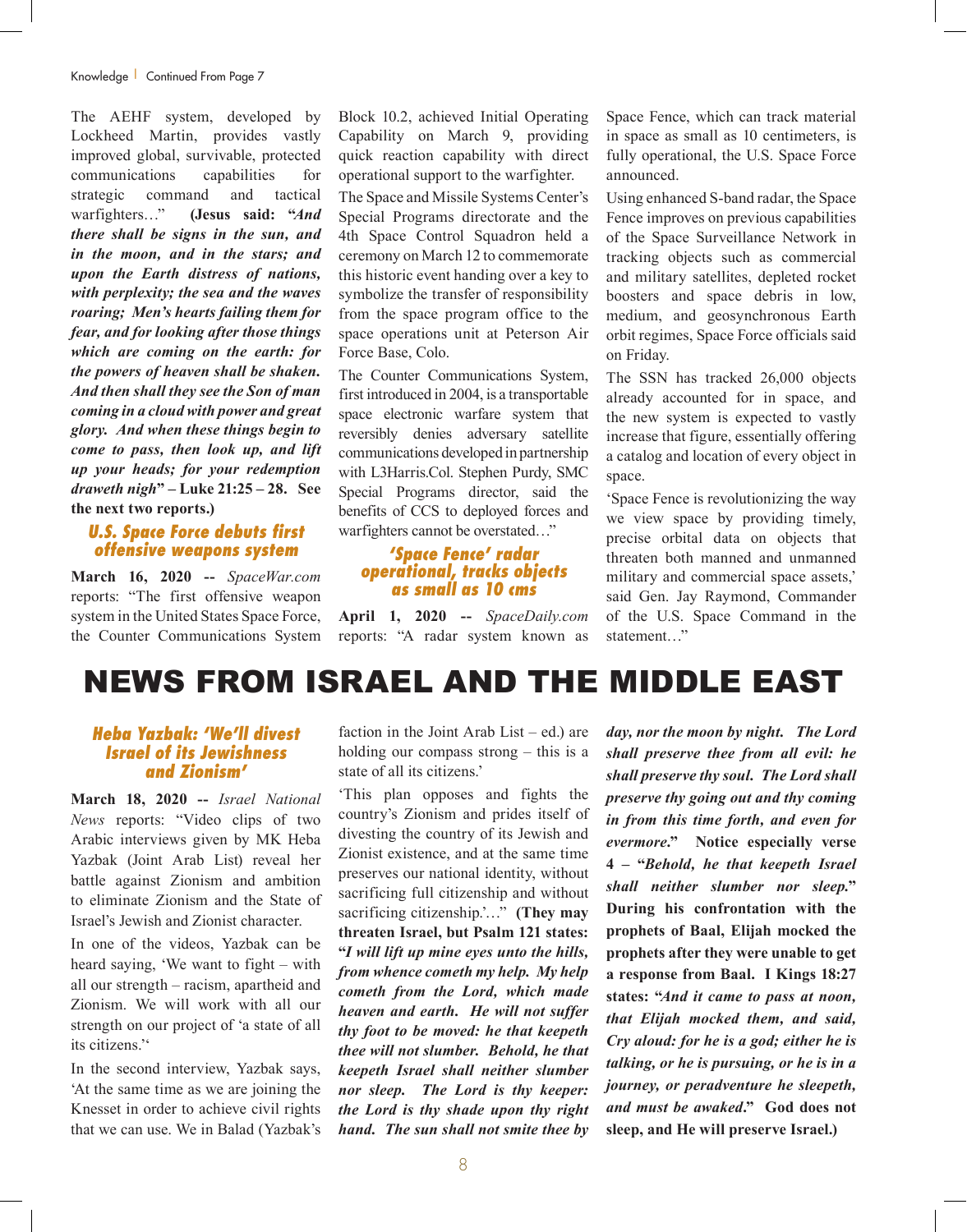The AEHF system, developed by Lockheed Martin, provides vastly improved global, survivable, protected communications capabilities for strategic command and tactical warfighters…" **(Jesus said: *"And there shall be signs in the sun, and in the moon, and in the stars; and upon the Earth distress of nations, with perplexity; the sea and the waves roaring; Men's hearts failing them for fear, and for looking after those things which are coming on the earth: for the powers of heaven shall be shaken. And then shall they see the Son of man coming in a cloud with power and great glory. And when these things begin to come to pass, then look up, and lift up your heads; for your redemption draweth nigh*" – Luke 21:25 – 28. See the next two reports.)**

### *U.S. Space Force debuts first offensive weapons system*

**March 16, 2020 --** *SpaceWar.com* reports: "The first offensive weapon system in the United States Space Force, the Counter Communications System Block 10.2, achieved Initial Operating Capability on March 9, providing quick reaction capability with direct operational support to the warfighter.

The Space and Missile Systems Center's Special Programs directorate and the 4th Space Control Squadron held a ceremony on March 12 to commemorate this historic event handing over a key to symbolize the transfer of responsibility from the space program office to the space operations unit at Peterson Air Force Base, Colo.

The Counter Communications System, first introduced in 2004, is a transportable space electronic warfare system that reversibly denies adversary satellite communications developed in partnership with L3Harris.Col. Stephen Purdy, SMC Special Programs director, said the benefits of CCS to deployed forces and warfighters cannot be overstated…"

### *'Space Fence' radar operational, tracks objects as small as 10 cms*

**April 1, 2020 --** *SpaceDaily.com* reports: "A radar system known as Space Fence, which can track material in space as small as 10 centimeters, is fully operational, the U.S. Space Force announced.

Using enhanced S-band radar, the Space Fence improves on previous capabilities of the Space Surveillance Network in tracking objects such as commercial and military satellites, depleted rocket boosters and space debris in low, medium, and geosynchronous Earth orbit regimes, Space Force officials said on Friday.

The SSN has tracked 26,000 objects already accounted for in space, and the new system is expected to vastly increase that figure, essentially offering a catalog and location of every object in space.

'Space Fence is revolutionizing the way we view space by providing timely, precise orbital data on objects that threaten both manned and unmanned military and commercial space assets,' said Gen. Jay Raymond, Commander of the U.S. Space Command in the statement…"

# NEWS FROM ISRAEL AND THE MIDDLE EAST

### *Heba Yazbak: 'We'll divest Israel of its Jewishness and Zionism'*

**March 18, 2020 --** *Israel National News* reports: "Video clips of two Arabic interviews given by MK Heba Yazbak (Joint Arab List) reveal her battle against Zionism and ambition to eliminate Zionism and the State of Israel's Jewish and Zionist character.

In one of the videos, Yazbak can be heard saying, 'We want to fight – with all our strength – racism, apartheid and Zionism. We will work with all our strength on our project of 'a state of all its citizens.''

In the second interview, Yazbak says, 'At the same time as we are joining the Knesset in order to achieve civil rights that we can use. We in Balad (Yazbak's faction in the Joint Arab List – ed.) are holding our compass strong – this is a state of all its citizens.'

'This plan opposes and fights the country's Zionism and prides itself of divesting the country of its Jewish and Zionist existence, and at the same time preserves our national identity, without sacrificing full citizenship and without sacrificing citizenship.'…" **(They may threaten Israel, but Psalm 121 states: "*I will lift up mine eyes unto the hills, from whence cometh my help. My help cometh from the Lord, which made heaven and earth. He will not suffer thy foot to be moved: he that keepeth thee will not slumber. Behold, he that keepeth Israel shall neither slumber nor sleep. The Lord is thy keeper: the Lord is thy shade upon thy right hand. The sun shall not smite thee by day, nor the moon by night. The Lord shall preserve thee from all evil: he shall preserve thy soul. The Lord shall preserve thy going out and thy coming in from this time forth, and even for evermore.*" Notice especially verse 4 – "*Behold, he that keepeth Israel shall neither slumber nor sleep.*" During his confrontation with the prophets of Baal, Elijah mocked the prophets after they were unable to get a response from Baal. I Kings 18:27 states: *"And it came to pass at noon, that Elijah mocked them, and said, Cry aloud: for he is a god; either he is talking, or he is pursuing, or he is in a journey, or peradventure he sleepeth, and must be awaked.*" God does not sleep, and He will preserve Israel.)**